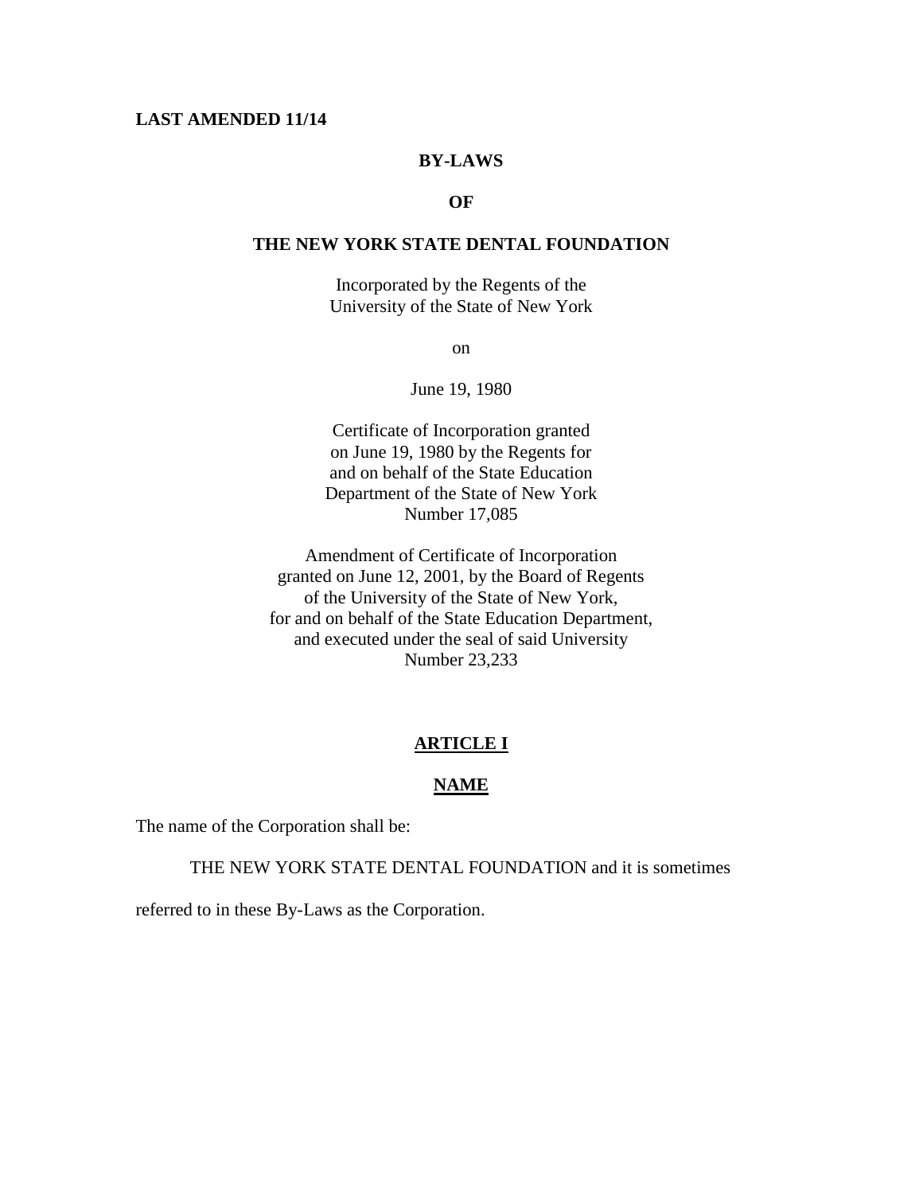**LAST AMENDED 11/14**

# BY-LAWS

# OF

# THE NEW YORK STATE DENTAL FOUNDATION

Incorporated by the Regents of the University of the State of New York

on

June 19, 1980

Certificate of Incorporation granted on June 19, 1980 by the Regents for and on behalf of the State Education Department of the State of New York Number 17,085

Amendment of Certificate of Incorporation granted on June 12, 2001, by the Board of Regents of the University of the State of New York, for and on behalf of the State Education Department, and executed under the seal of said University Number 23,233

## ARTICLE I

## NAME

The name of the Corporation shall be:

THE NEW YORK STATE DENTAL FOUNDATION and it is sometimes referred to in these By-Laws as the Corporation.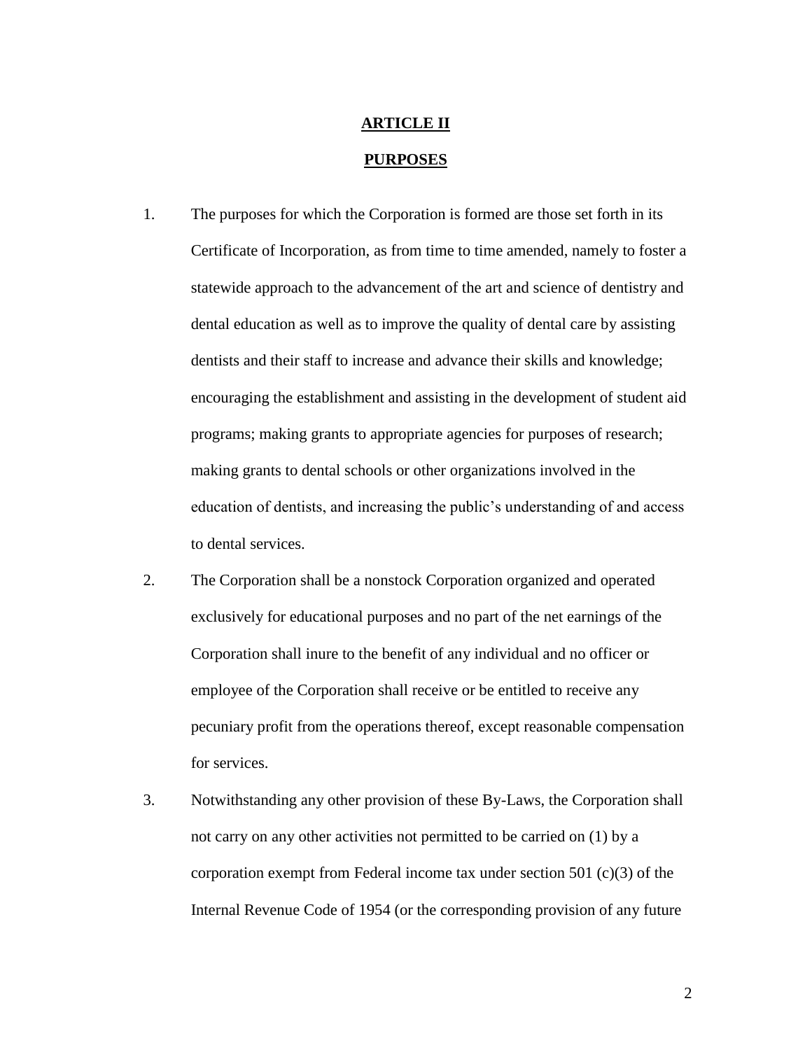# ARTICLE II

## PURPOSES

1. The purposes for which the Corporation is formed are those set forth in its Certificate of Incorporation, as from time to time amended, namely to foster a statewide approach to the advancement of the art and science of dentistry and dental education as well as to improve the quality of dental care by assisting dentists and their staff to increase and advance their skills and knowledge; encouraging the establishment and assisting in the development of student aid programs; making grants to appropriate agencies for purposes of research; making grants to dental schools or other organizations involved in the education of dentists, and increasing the public's understanding of and access to dental services.

2. The Corporation shall be a nonstock Corporation organized and operated exclusively for educational purposes and no part of the net earnings of the Corporation shall inure to the benefit of any individual and no officer or employee of the Corporation shall receive or be entitled to receive any pecuniary profit from the operations thereof, except reasonable compensation for services.

3. Notwithstanding any other provision of these By-Laws, the Corporation shall not carry on any other activities not permitted to be carried on (1) by a corporation exempt from Federal income tax under section 501 (c)(3) of the Internal Revenue Code of 1954 (or the corresponding provision of any future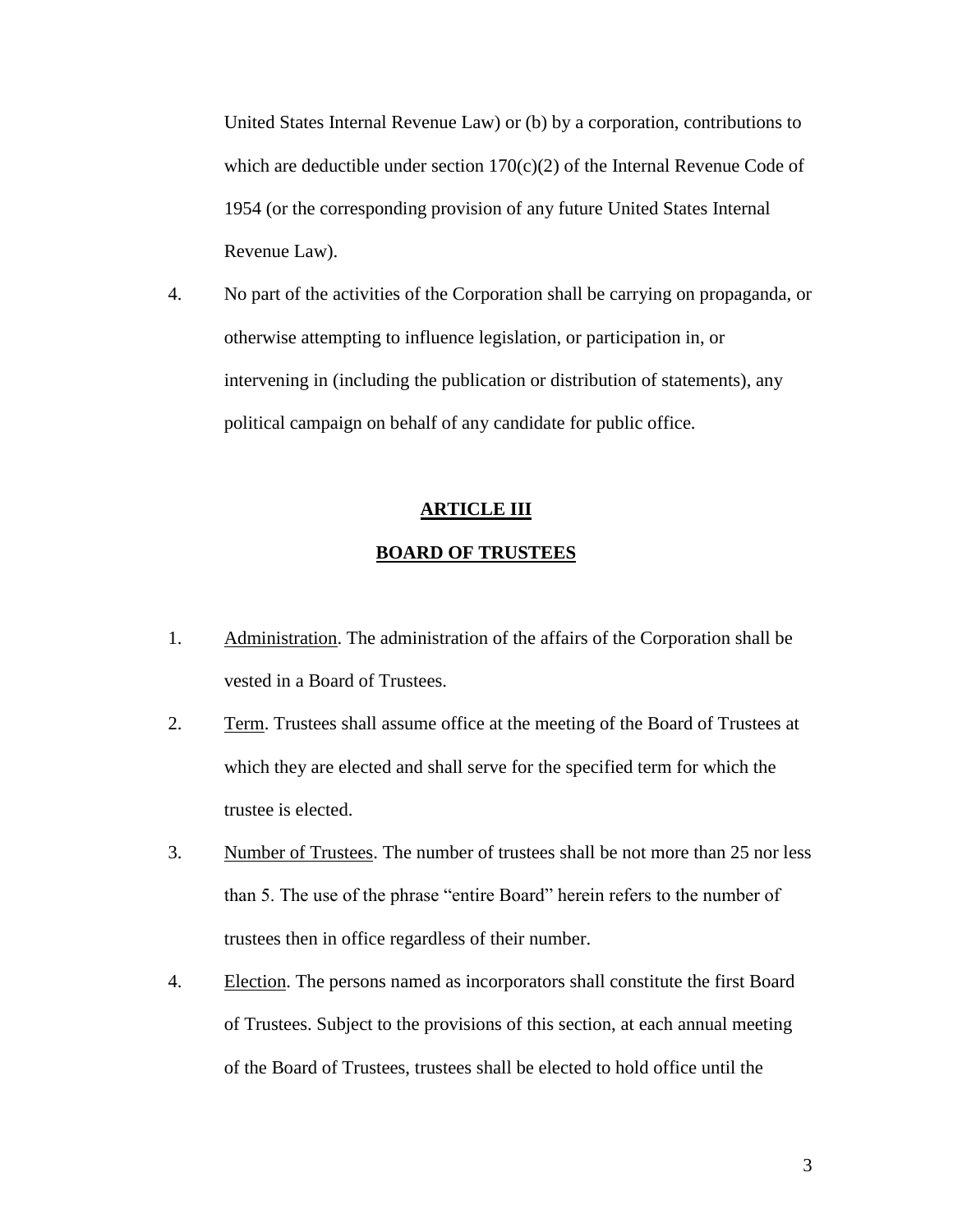United States Internal Revenue Law) or (b) by a corporation, contributions to which are deductible under section 170(c)(2) of the Internal Revenue Code of 1954 (or the corresponding provision of any future United States Internal Revenue Law).

4. No part of the activities of the Corporation shall be carrying on propaganda, or otherwise attempting to influence legislation, or participation in, or intervening in (including the publication or distribution of statements), any political campaign on behalf of any candidate for public office.

## ARTICLE III

## BOARD OF TRUSTEES

1. Administration. The administration of the affairs of the Corporation shall be vested in a Board of Trustees.

2. Term. Trustees shall assume office at the meeting of the Board of Trustees at which they are elected and shall serve for the specified term for which the trustee is elected.

3. Number of Trustees. The number of trustees shall be not more than 25 nor less than 5. The use of the phrase "entire Board" herein refers to the number of trustees then in office regardless of their number.

4. Election. The persons named as incorporators shall constitute the first Board of Trustees. Subject to the provisions of this section, at each annual meeting of the Board of Trustees, trustees shall be elected to hold office until the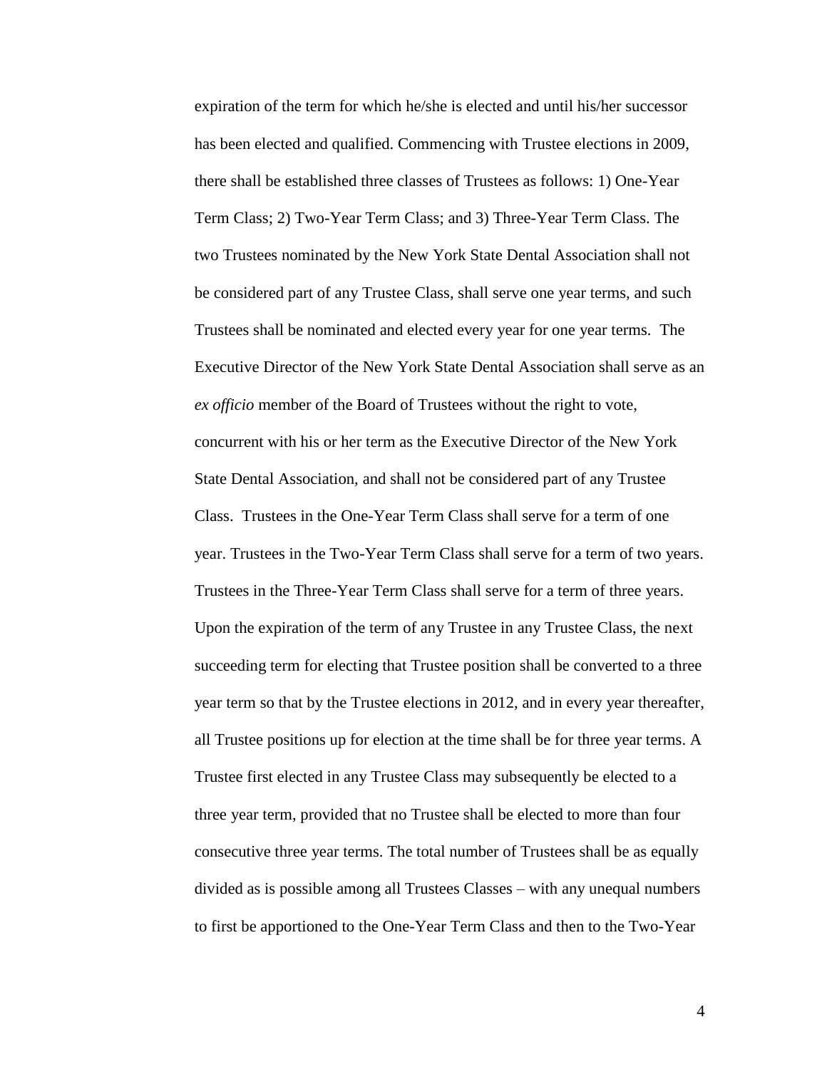expiration of the term for which he/she is elected and until his/her successor has been elected and qualified. Commencing with Trustee elections in 2009, there shall be established three classes of Trustees as follows: 1) One-Year Term Class; 2) Two-Year Term Class; and 3) Three-Year Term Class. The two Trustees nominated by the New York State Dental Association shall not be considered part of any Trustee Class, shall serve one year terms, and such Trustees shall be nominated and elected every year for one year terms. The Executive Director of the New York State Dental Association shall serve as an *ex officio* member of the Board of Trustees without the right to vote, concurrent with his or her term as the Executive Director of the New York State Dental Association, and shall not be considered part of any Trustee Class. Trustees in the One-Year Term Class shall serve for a term of one year. Trustees in the Two-Year Term Class shall serve for a term of two years. Trustees in the Three-Year Term Class shall serve for a term of three years. Upon the expiration of the term of any Trustee in any Trustee Class, the next succeeding term for electing that Trustee position shall be converted to a three year term so that by the Trustee elections in 2012, and in every year thereafter, all Trustee positions up for election at the time shall be for three year terms. A Trustee first elected in any Trustee Class may subsequently be elected to a three year term, provided that no Trustee shall be elected to more than four consecutive three year terms. The total number of Trustees shall be as equally divided as is possible among all Trustees Classes – with any unequal numbers to first be apportioned to the One-Year Term Class and then to the Two-Year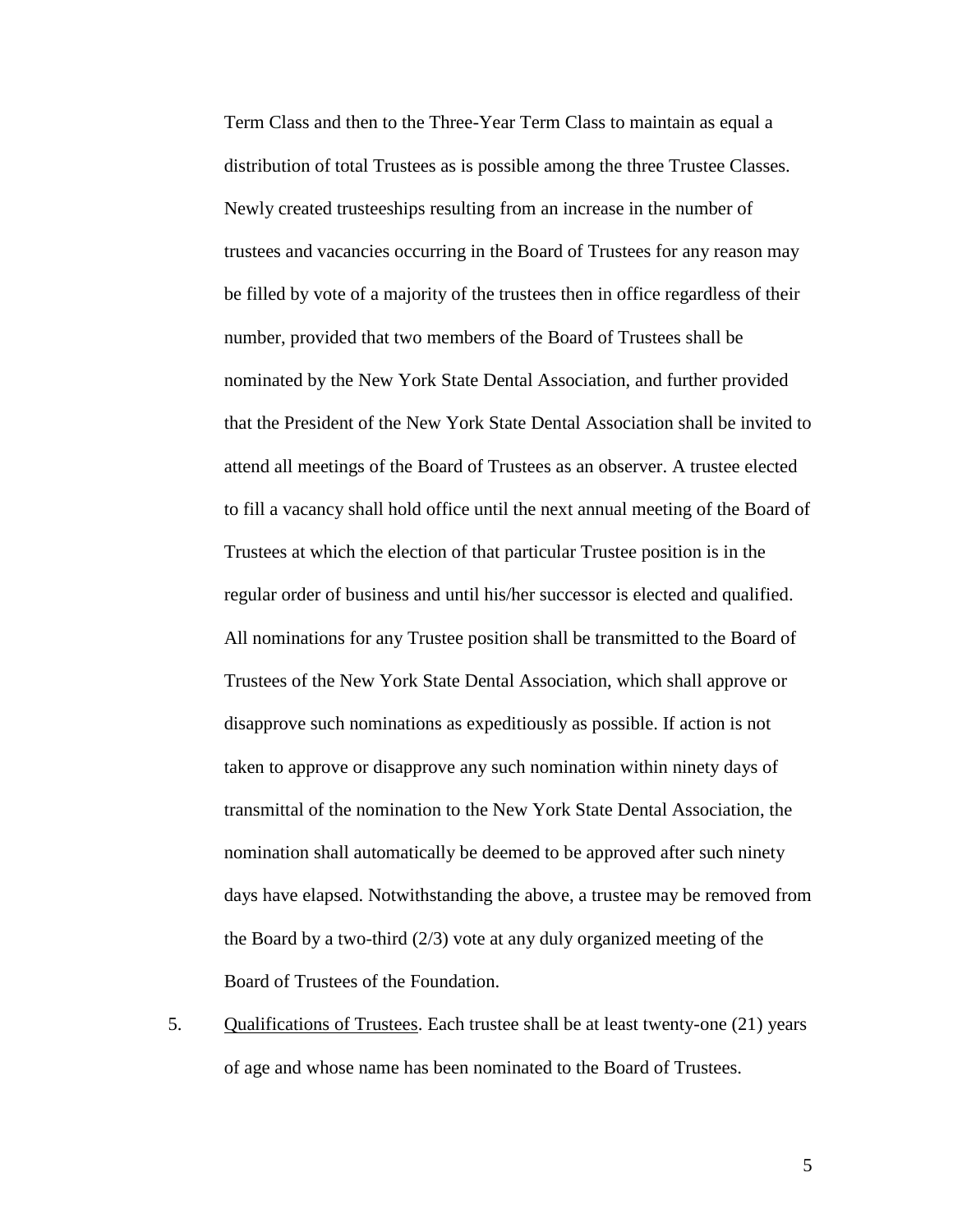Term Class and then to the Three-Year Term Class to maintain as equal a distribution of total Trustees as is possible among the three Trustee Classes. Newly created trusteeships resulting from an increase in the number of trustees and vacancies occurring in the Board of Trustees for any reason may be filled by vote of a majority of the trustees then in office regardless of their number, provided that two members of the Board of Trustees shall be nominated by the New York State Dental Association, and further provided that the President of the New York State Dental Association shall be invited to attend all meetings of the Board of Trustees as an observer. A trustee elected to fill a vacancy shall hold office until the next annual meeting of the Board of Trustees at which the election of that particular Trustee position is in the regular order of business and until his/her successor is elected and qualified. All nominations for any Trustee position shall be transmitted to the Board of Trustees of the New York State Dental Association, which shall approve or disapprove such nominations as expeditiously as possible. If action is not taken to approve or disapprove any such nomination within ninety days of transmittal of the nomination to the New York State Dental Association, the nomination shall automatically be deemed to be approved after such ninety days have elapsed. Notwithstanding the above, a trustee may be removed from the Board by a two-third (2/3) vote at any duly organized meeting of the Board of Trustees of the Foundation.

5. Qualifications of Trustees. Each trustee shall be at least twenty-one (21) years of age and whose name has been nominated to the Board of Trustees.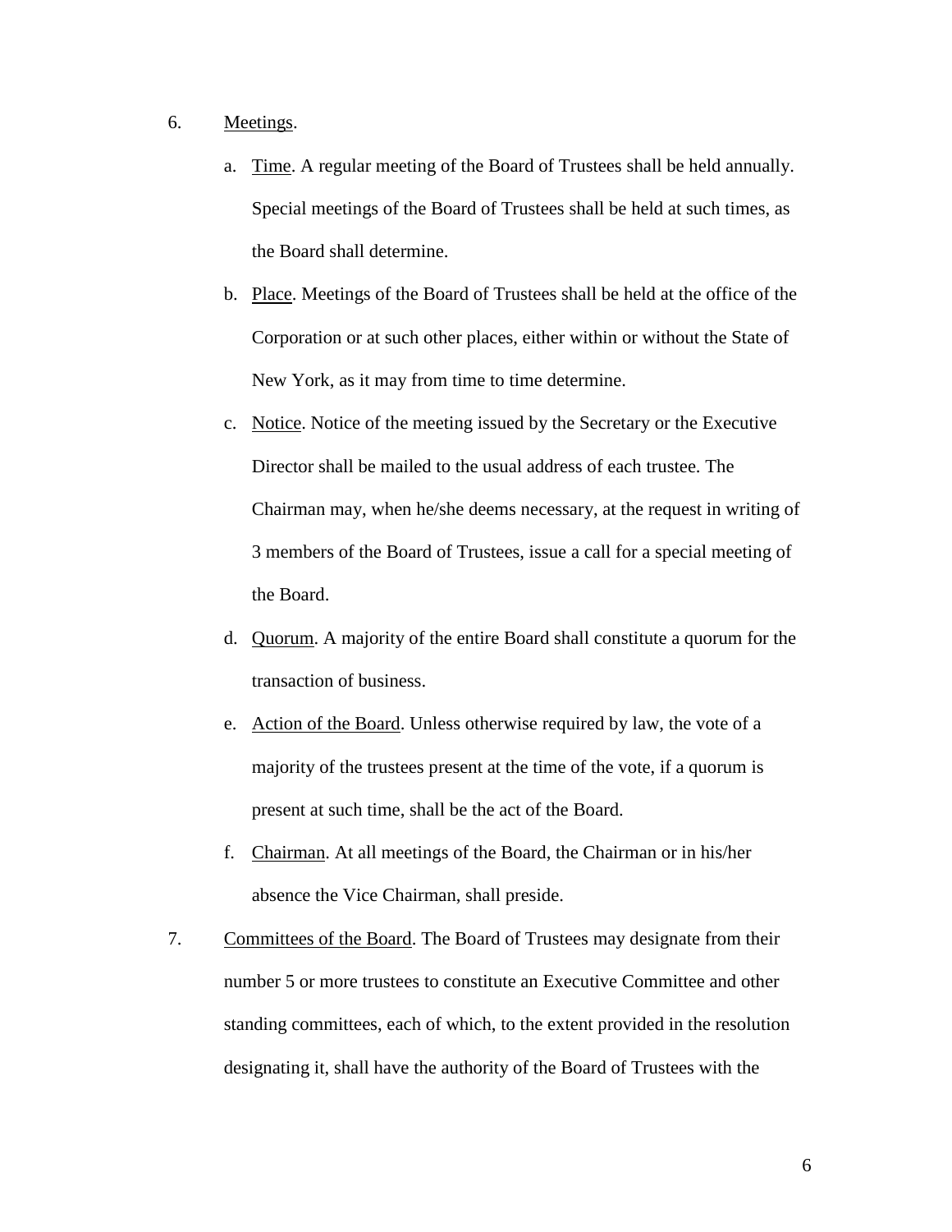6. Meetings.

   a. Time. A regular meeting of the Board of Trustees shall be held annually. Special meetings of the Board of Trustees shall be held at such times, as the Board shall determine.

   b. Place. Meetings of the Board of Trustees shall be held at the office of the Corporation or at such other places, either within or without the State of New York, as it may from time to time determine.

   c. Notice. Notice of the meeting issued by the Secretary or the Executive Director shall be mailed to the usual address of each trustee. The Chairman may, when he/she deems necessary, at the request in writing of 3 members of the Board of Trustees, issue a call for a special meeting of the Board.

   d. Quorum. A majority of the entire Board shall constitute a quorum for the transaction of business.

   e. Action of the Board. Unless otherwise required by law, the vote of a majority of the trustees present at the time of the vote, if a quorum is present at such time, shall be the act of the Board.

   f. Chairman. At all meetings of the Board, the Chairman or in his/her absence the Vice Chairman, shall preside.

7. Committees of the Board. The Board of Trustees may designate from their number 5 or more trustees to constitute an Executive Committee and other standing committees, each of which, to the extent provided in the resolution designating it, shall have the authority of the Board of Trustees with the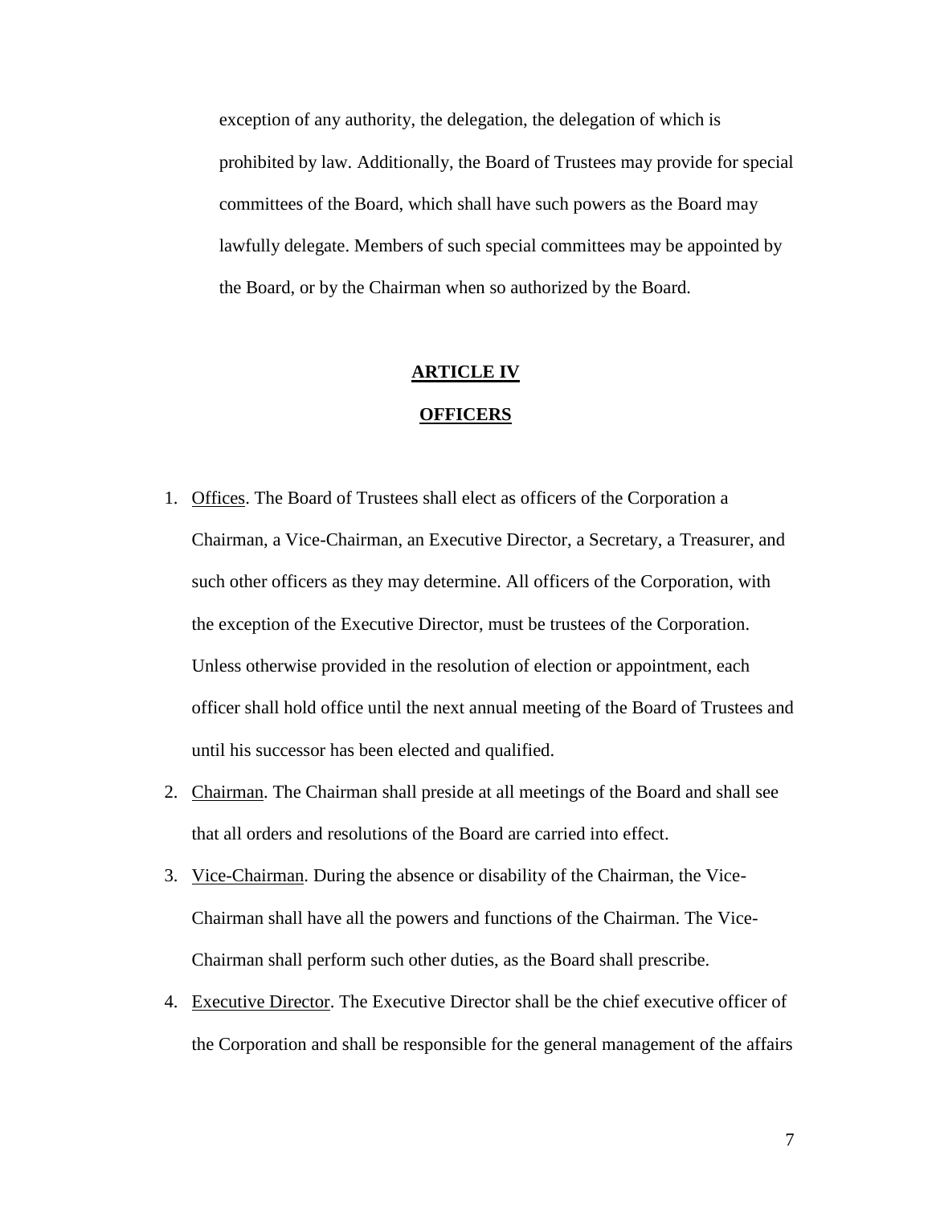exception of any authority, the delegation, the delegation of which is prohibited by law. Additionally, the Board of Trustees may provide for special committees of the Board, which shall have such powers as the Board may lawfully delegate. Members of such special committees may be appointed by the Board, or by the Chairman when so authorized by the Board.

## ARTICLE IV

## OFFICERS

1. Offices. The Board of Trustees shall elect as officers of the Corporation a Chairman, a Vice-Chairman, an Executive Director, a Secretary, a Treasurer, and such other officers as they may determine. All officers of the Corporation, with the exception of the Executive Director, must be trustees of the Corporation. Unless otherwise provided in the resolution of election or appointment, each officer shall hold office until the next annual meeting of the Board of Trustees and until his successor has been elected and qualified.
2. Chairman. The Chairman shall preside at all meetings of the Board and shall see that all orders and resolutions of the Board are carried into effect.
3. Vice-Chairman. During the absence or disability of the Chairman, the Vice-Chairman shall have all the powers and functions of the Chairman. The Vice-Chairman shall perform such other duties, as the Board shall prescribe.
4. Executive Director. The Executive Director shall be the chief executive officer of the Corporation and shall be responsible for the general management of the affairs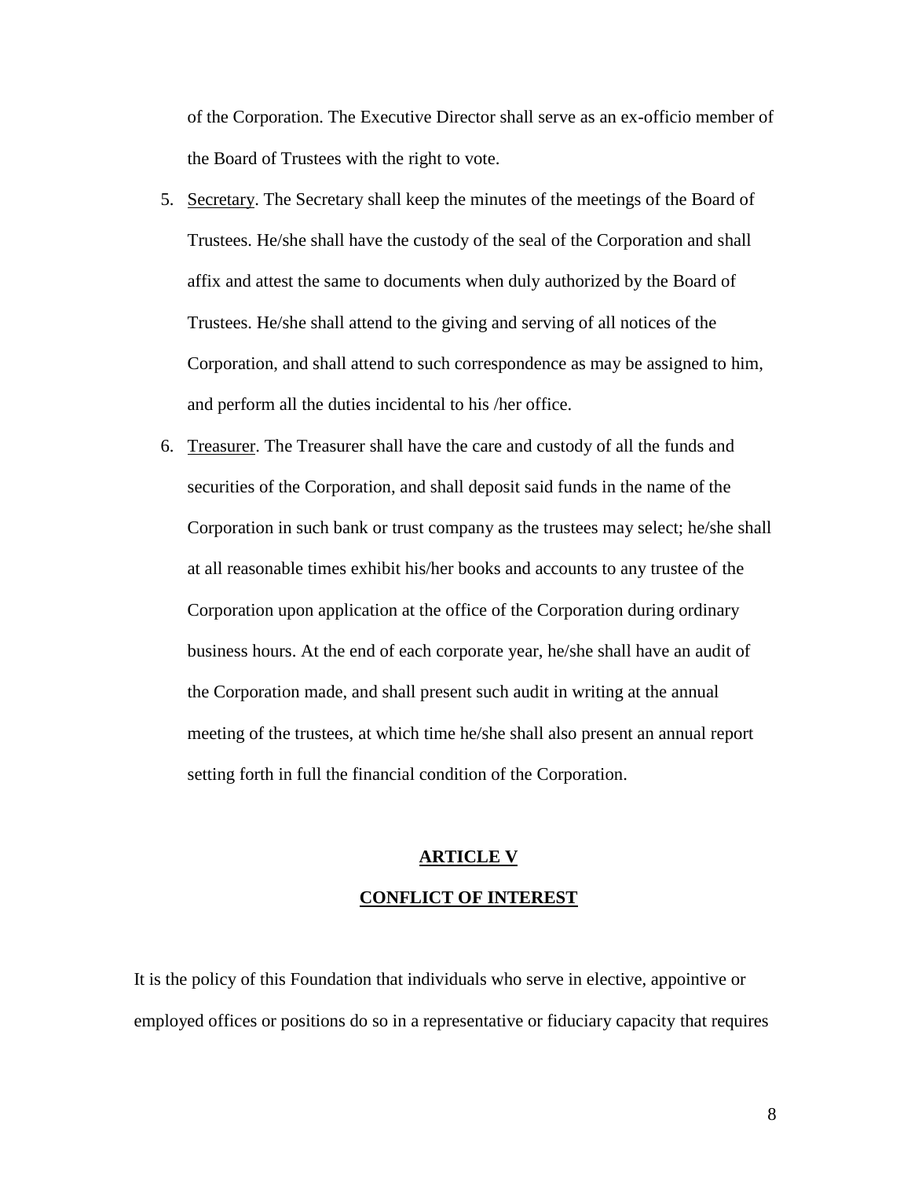of the Corporation. The Executive Director shall serve as an ex-officio member of the Board of Trustees with the right to vote.

5. Secretary. The Secretary shall keep the minutes of the meetings of the Board of Trustees. He/she shall have the custody of the seal of the Corporation and shall affix and attest the same to documents when duly authorized by the Board of Trustees. He/she shall attend to the giving and serving of all notices of the Corporation, and shall attend to such correspondence as may be assigned to him, and perform all the duties incidental to his /her office.

6. Treasurer. The Treasurer shall have the care and custody of all the funds and securities of the Corporation, and shall deposit said funds in the name of the Corporation in such bank or trust company as the trustees may select; he/she shall at all reasonable times exhibit his/her books and accounts to any trustee of the Corporation upon application at the office of the Corporation during ordinary business hours. At the end of each corporate year, he/she shall have an audit of the Corporation made, and shall present such audit in writing at the annual meeting of the trustees, at which time he/she shall also present an annual report setting forth in full the financial condition of the Corporation.

## ARTICLE V

## CONFLICT OF INTEREST

It is the policy of this Foundation that individuals who serve in elective, appointive or employed offices or positions do so in a representative or fiduciary capacity that requires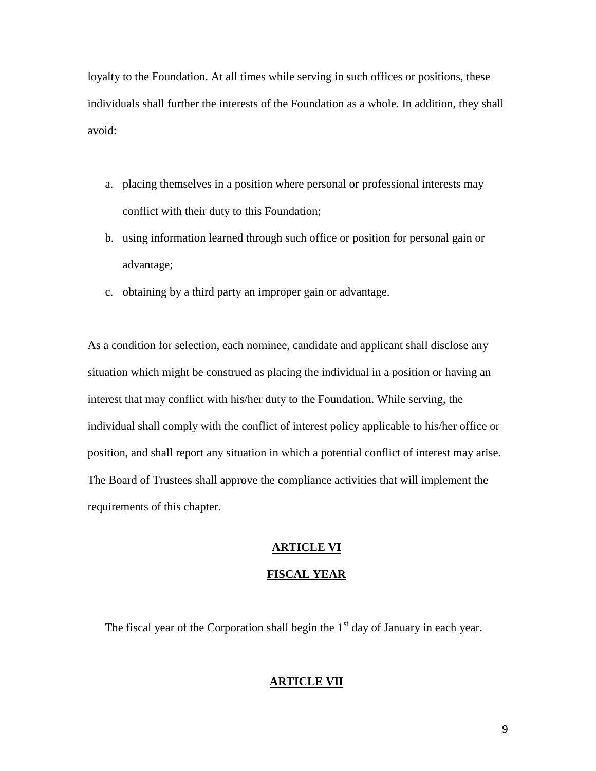loyalty to the Foundation. At all times while serving in such offices or positions, these individuals shall further the interests of the Foundation as a whole. In addition, they shall avoid:

a. placing themselves in a position where personal or professional interests may conflict with their duty to this Foundation;
b. using information learned through such office or position for personal gain or advantage;
c. obtaining by a third party an improper gain or advantage.

As a condition for selection, each nominee, candidate and applicant shall disclose any situation which might be construed as placing the individual in a position or having an interest that may conflict with his/her duty to the Foundation. While serving, the individual shall comply with the conflict of interest policy applicable to his/her office or position, and shall report any situation in which a potential conflict of interest may arise. The Board of Trustees shall approve the compliance activities that will implement the requirements of this chapter.

## ARTICLE VI

## FISCAL YEAR

The fiscal year of the Corporation shall begin the 1st day of January in each year.

## ARTICLE VII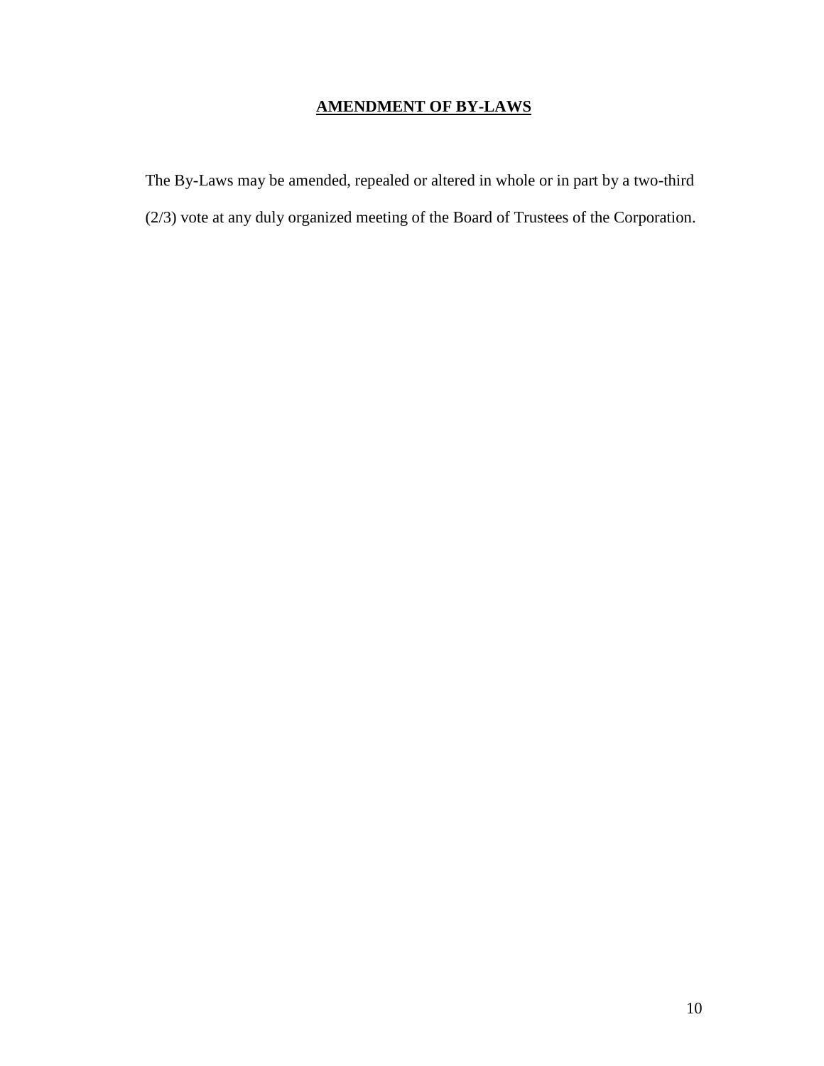## **AMENDMENT OF BY-LAWS**

The By-Laws may be amended, repealed or altered in whole or in part by a two-third (2/3) vote at any duly organized meeting of the Board of Trustees of the Corporation.